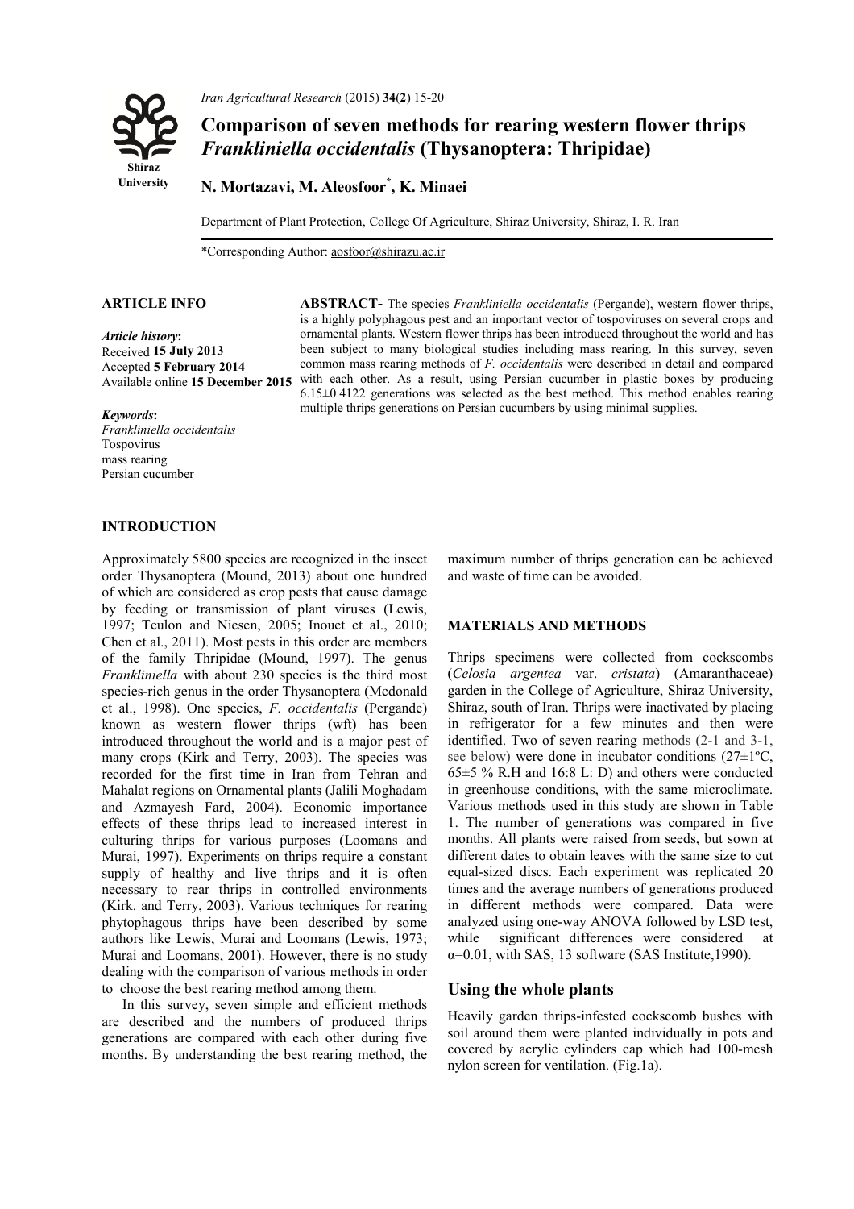# Comparison of seven methods for rearing western flower thrips *Frankliniella occidentalis* (Thysanoptera: Thripidae)

**N. Mortazavi, M. Aleosfoor*, K. Minaei**

Department of Plant Protection, College Of Agriculture, Shiraz University, Shiraz, I. R. Iran

*Corresponding Author: aosfoor@shirazu.ac.ir

**ARTICLE INFO**

*Article history*:
Received **15 July 2013**
Accepted **5 February 2014**
Available online **15 December 2015**

*Keywords*:
*Frankliniella occidentalis*
Tospovirus
mass rearing
Persian cucumber

**ABSTRACT-** The species *Frankliniella occidentalis* (Pergande), western flower thrips, is a highly polyphagous pest and an important vector of tospoviruses on several crops and ornamental plants. Western flower thrips has been introduced throughout the world and has been subject to many biological studies including mass rearing. In this survey, seven common mass rearing methods of *F. occidentalis* were described in detail and then compared with each other. As a result, using Persian cucumber in plastic boxes by producing 6.15±0.4122 generations was selected as the best method. This method enables rearing multiple thrips generations on Persian cucumbers by using minimal supplies.

## INTRODUCTION

Approximately 5800 species are recognized in the insect order Thysanoptera (Mound, 2013) about one hundred of which are considered as crop pests that cause damage by feeding or transmission of plant viruses (Lewis, 1997; Teulon and Niesen, 2005; Inouet et al., 2010; Chen et al., 2011). Most pests in this order are members of the family Thripidae (Mound, 1997). The genus *Frankliniella* with about 230 species is the third most species-rich genus in the order Thysanoptera (Mcdonald et al., 1998). One species, *F. occidentalis* (Pergande) known as western flower thrips (wft) has been introduced throughout the world and is a major pest of many crops (Kirk and Terry, 2003). The species was recorded for the first time in Iran from Tehran and Mahalat regions on Ornamental plants (Jalili Moghadam and Azmayesh Fard, 2004). Economic importance effects of these thrips lead to increased interest in culturing thrips for various purposes (Loomans and Murai, 1997). Experiments on thrips require a constant supply of healthy and live thrips and it is often necessary to rear thrips in controlled environments (Kirk. and Terry, 2003). Various techniques for rearing phytophagous thrips have been described by some authors like Lewis, Murai and Loomans (Lewis, 1973; Murai and Loomans, 2001). However, there is no study dealing with the comparison of various methods in order to choose the best rearing method among them.

In this survey, seven simple and efficient methods are described and the numbers of produced thrips generations are compared with each other during five months. By understanding the best rearing method, the maximum number of thrips generation can be achieved and waste of time can be avoided.

## MATERIALS AND METHODS

Thrips specimens were collected from cockscombs (*Celosia argentea* var. *cristata*) (Amaranthaceae) garden in the College of Agriculture, Shiraz University, Shiraz, south of Iran. Thrips were inactivated by placing in refrigerator for a few minutes and then were identified. Two of seven rearing methods (2-1 and 3-1, see below) were done in incubator conditions (27±1ºC, 65±5 % R.H and 16:8 L: D) and others were conducted in greenhouse conditions, with the same microclimate. Various methods used in this study are shown in Table 1. The number of generations was compared in five months. All plants were raised from seeds, but sown at different dates to obtain leaves with the same size to cut equal-sized discs. Each experiment was replicated 20 times and the average numbers of generations produced in different methods were compared. Data were analyzed using one-way ANOVA followed by LSD test, while significant differences were considered at $\alpha=0.01$, with SAS, 13 software (SAS Institute,1990).

## Using the whole plants

Heavily garden thrips-infested cockscomb bushes with soil around them were planted individually in pots and covered by acrylic cylinders cap which had 100-mesh nylon screen for ventilation. (Fig.1a).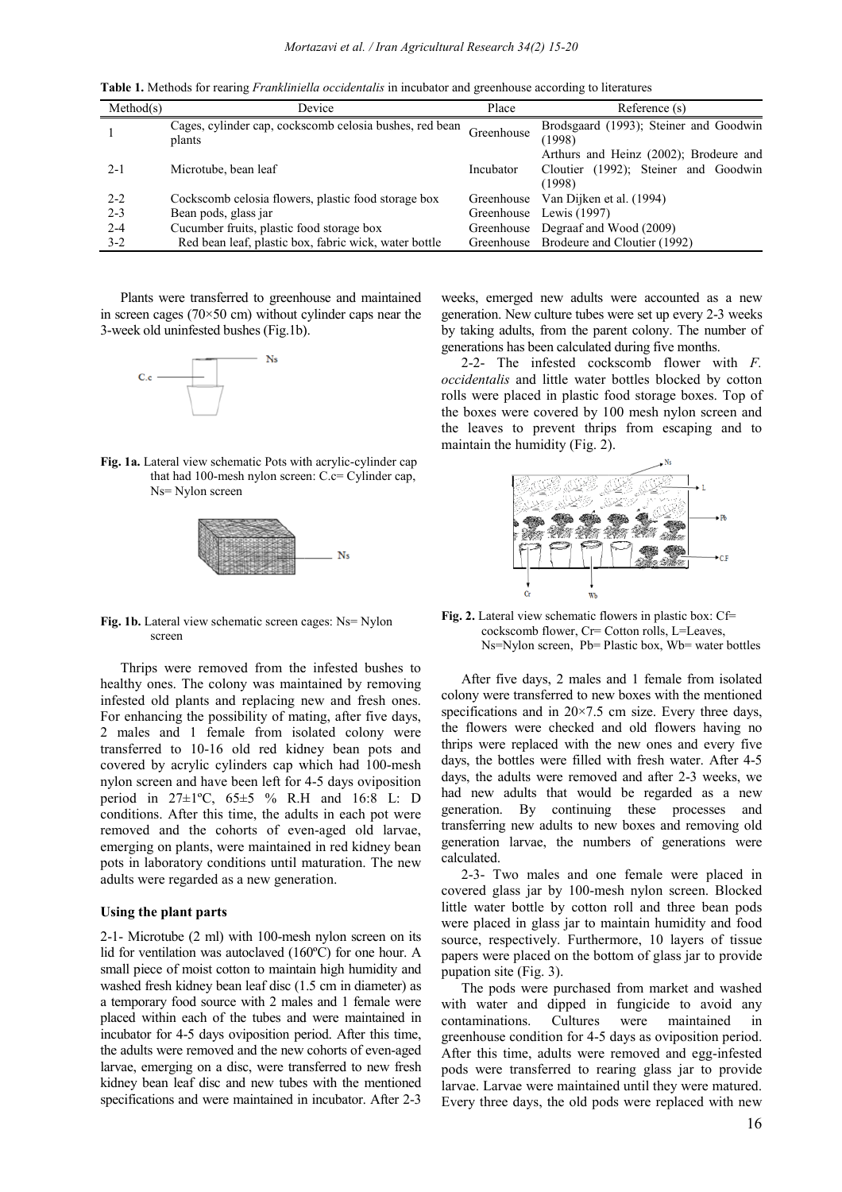**Table 1.** Methods for rearing *Frankliniella occidentalis* in incubator and greenhouse according to literatures

| Method(s) | Device | Place | Reference (s) |
|---|---|---|---|
| 1 | Cages, cylinder cap, cockscomb celosia bushes, red bean plants | Greenhouse | Brodsgaard (1993); Steiner and Goodwin (1998) |
| 2-1 | Microtube, bean leaf | Incubator | Arthurs and Heinz (2002); Brodeure and Cloutier (1992); Steiner and Goodwin (1998) |
| 2-2 | Cockscomb celosia flowers, plastic food storage box | Greenhouse | Van Dijken et al. (1994) |
| 2-3 | Bean pods, glass jar | Greenhouse | Lewis (1997) |
| 2-4 | Cucumber fruits, plastic food storage box | Greenhouse | Degraaf and Wood (2009) |
| 3-2 | Red bean leaf, plastic box, fabric wick, water bottle | Greenhouse | Brodeure and Cloutier (1992) |

Plants were transferred to greenhouse and maintained in screen cages (70×50 cm) without cylinder caps near the 3-week old uninfested bushes (Fig.1b).

**Fig. 1a.** Lateral view schematic Pots with acrylic-cylinder cap that had 100-mesh nylon screen: C.c= Cylinder cap, Ns= Nylon screen

**Fig. 1b.** Lateral view schematic screen cages: Ns= Nylon screen

Thrips were removed from the infested bushes to healthy ones. The colony was maintained by removing infested old plants and replacing new and fresh ones. For enhancing the possibility of mating, after five days, 2 males and 1 female from isolated colony were transferred to 10-16 old red kidney bean pots and covered by acrylic cylinders cap which had 100-mesh nylon screen and have been left for 4-5 days oviposition period in 27±1ºC, 65±5 % R.H and 16:8 L: D conditions. After this time, the adults in each pot were removed and the cohorts of even-aged old larvae, emerging on plants, were maintained in red kidney bean pots in laboratory conditions until maturation. The new adults were regarded as a new generation.

#### Using the plant parts

2-1- Microtube (2 ml) with 100-mesh nylon screen on its lid for ventilation was autoclaved (160ºC) for one hour. A small piece of moist cotton to maintain high humidity and washed fresh kidney bean leaf disc (1.5 cm in diameter) as a temporary food source with 2 males and 1 female were placed within each of the tubes and were maintained in incubator for 4-5 days oviposition period. After this time, the adults were removed and the new cohorts of even-aged larvae, emerging on a disc, were transferred to new fresh kidney bean leaf disc and new tubes with the mentioned specifications and were maintained in incubator. After 2-3 weeks, emerged new adults were accounted as a new generation. New culture tubes were set up every 2-3 weeks by taking adults, from the parent colony. The number of generations has been calculated during five months.

2-2- The infested cockscomb flower with *F. occidentalis* and little water bottles blocked by cotton rolls were placed in plastic food storage boxes. Top of the boxes were covered by 100 mesh nylon screen and the leaves to prevent thrips from escaping and to maintain the humidity (Fig. 2).

**Fig. 2.** Lateral view schematic flowers in plastic box: Cf= cockscomb flower, Cr= Cotton rolls, L=Leaves, Ns=Nylon screen, Pb= Plastic box, Wb= water bottles

After five days, 2 males and 1 female from isolated colony were transferred to new boxes with the mentioned specifications and in 20×7.5 cm size. Every three days, the flowers were checked and old flowers having no thrips were replaced with the new ones and every five days, the bottles were filled with fresh water. After 4-5 days, the adults were removed and after 2-3 weeks, we had new adults that would be regarded as a new generation. By continuing these processes and transferring new adults to new boxes and removing old generation larvae, the numbers of generations were calculated.

2-3- Two males and one female were placed in covered glass jar by 100-mesh nylon screen. Blocked little water bottle by cotton roll and three bean pods were placed in glass jar to maintain humidity and food source, respectively. Furthermore, 10 layers of tissue papers were placed on the bottom of glass jar to provide pupation site (Fig. 3).

The pods were purchased from market and washed with water and dipped in fungicide to avoid any contaminations. Cultures were maintained in greenhouse condition for 4-5 days as oviposition period. After this time, adults were removed and egg-infested pods were transferred to rearing glass jar to provide larvae. Larvae were maintained until they were matured. Every three days, the old pods were replaced with new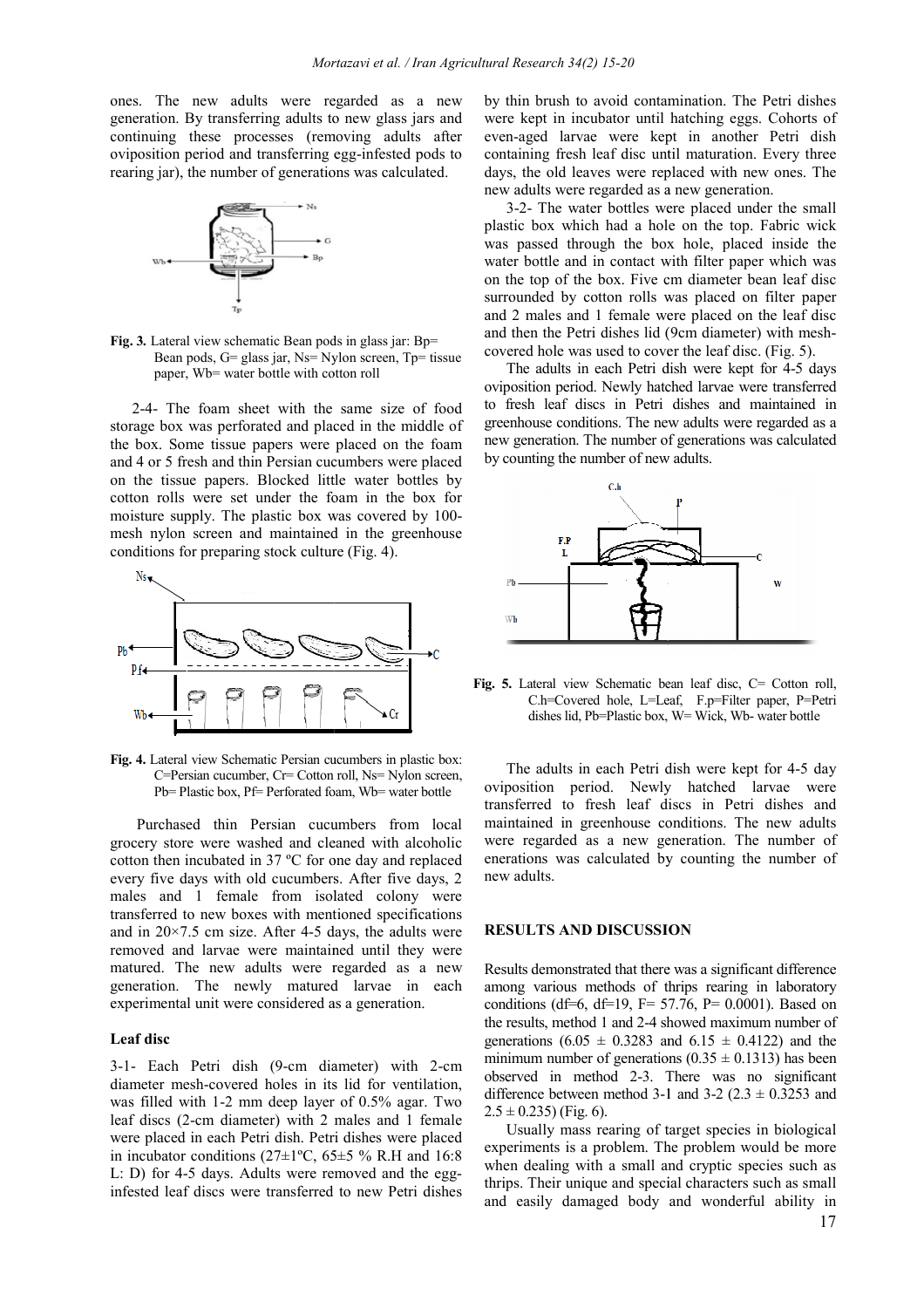ones. The new adults were regarded as a new generation. By transferring adults to new glass jars and continuing these processes (removing adults after oviposition period and transferring egg-infested pods to rearing jar), the number of generations was calculated.

**Fig. 3.** Lateral view schematic Bean pods in glass jar: Bp= Bean pods, G= glass jar, Ns= Nylon screen, Tp= tissue paper, Wb= water bottle with cotton roll

2-4- The foam sheet with the same size of food storage box was perforated and placed in the middle of the box. Some tissue papers were placed on the foam and 4 or 5 fresh and thin Persian cucumbers were placed on the tissue papers. Blocked little water bottles by cotton rolls were set under the foam in the box for moisture supply. The plastic box was covered by 100-mesh nylon screen and maintained in the greenhouse conditions for preparing stock culture (Fig. 4).

**Fig. 4.** Lateral view Schematic Persian cucumbers in plastic box: C=Persian cucumber, Cr= Cotton roll, Ns= Nylon screen, Pb= Plastic box, Pf= Perforated foam, Wb= water bottle

Purchased thin Persian cucumbers from local grocery store were washed and cleaned with alcoholic cotton then incubated in 37 ºC for one day and replaced every five days with old cucumbers. After five days, 2 males and 1 female from isolated colony were transferred to new boxes with mentioned specifications and in 20×7.5 cm size. After 4-5 days, the adults were removed and larvae were maintained until they were matured. The new adults were regarded as a new generation. The newly matured larvae in each experimental unit were considered as a generation.

### Leaf disc

3-1- Each Petri dish (9-cm diameter) with 2-cm diameter mesh-covered holes in its lid for ventilation, was filled with 1-2 mm deep layer of 0.5% agar. Two leaf discs (2-cm diameter) with 2 males and 1 female were placed in each Petri dish. Petri dishes were placed in incubator conditions (27±1ºC, 65±5 % R.H and 16:8 L: D) for 4-5 days. Adults were removed and the egg-infested leaf discs were transferred to new Petri dishes by thin brush to avoid contamination. The Petri dishes were kept in incubator until hatching eggs. Cohorts of even-aged larvae were kept in another Petri dish containing fresh leaf disc until maturation. Every three days, the old leaves were replaced with new ones. The new adults were regarded as a new generation.

3-2- The water bottles were placed under the small plastic box which had a hole on the top. Fabric wick was passed through the box hole, placed inside the water bottle and in contact with filter paper which was on the top of the box. Five cm diameter bean leaf disc surrounded by cotton rolls was placed on filter paper and 2 males and 1 female were placed on the leaf disc and then the Petri dishes lid (9cm diameter) with mesh-covered hole was used to cover the leaf disc. (Fig. 5).

The adults in each Petri dish were kept for 4-5 days oviposition period. Newly hatched larvae were transferred to fresh leaf discs in Petri dishes and maintained in greenhouse conditions. The new adults were regarded as a new generation. The number of generations was calculated by counting the number of new adults.

**Fig. 5.** Lateral view Schematic bean leaf disc, C= Cotton roll, C.h=Covered hole, L=Leaf, F.p=Filter paper, P=Petri dishes lid, Pb=Plastic box, W= Wick, Wb- water bottle

The adults in each Petri dish were kept for 4-5 day oviposition period. Newly hatched larvae were transferred to fresh leaf discs in Petri dishes and maintained in greenhouse conditions. The new adults were regarded as a new generation. The number of enerations was calculated by counting the number of new adults.

## RESULTS AND DISCUSSION

Results demonstrated that there was a significant difference among various methods of thrips rearing in laboratory conditions (df=6, df=19, F= 57.76, P= 0.0001). Based on the results, method 1 and 2-4 showed maximum number of generations (6.05 ± 0.3283 and 6.15 ± 0.4122) and the minimum number of generations (0.35 ± 0.1313) has been observed in method 2-3. There was no significant difference between method 3-1 and 3-2 (2.3 ± 0.3253 and 2.5 ± 0.235) (Fig. 6).

Usually mass rearing of target species in biological experiments is a problem. The problem would be more when dealing with a small and cryptic species such as thrips. Their unique and special characters such as small and easily damaged body and wonderful ability in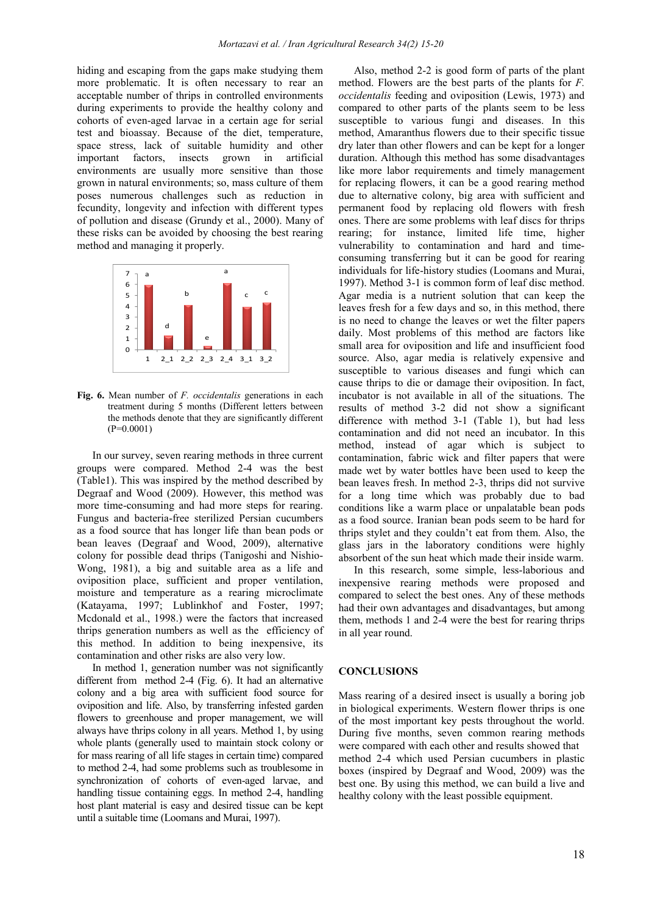hiding and escaping from the gaps make studying them more problematic. It is often necessary to rear an acceptable number of thrips in controlled environments during experiments to provide the healthy colony and cohorts of even-aged larvae in a certain age for serial test and bioassay. Because of the diet, temperature, space stress, lack of suitable humidity and other important factors, insects grown in artificial environments are usually more sensitive than those grown in natural environments; so, mass culture of them poses numerous challenges such as reduction in fecundity, longevity and infection with different types of pollution and disease (Grundy et al., 2000). Many of these risks can be avoided by choosing the best rearing method and managing it properly.

**Fig. 6.** Mean number of *F. occidentalis* generations in each treatment during 5 months (Different letters between the methods denote that they are significantly different (P=0.0001)

In our survey, seven rearing methods in three current groups were compared. Method 2-4 was the best (Table1). This was inspired by the method described by Degraaf and Wood (2009). However, this method was more time-consuming and had more steps for rearing. Fungus and bacteria-free sterilized Persian cucumbers as a food source that has longer life than bean pods or bean leaves (Degraaf and Wood, 2009), alternative colony for possible dead thrips (Tanigoshi and Nishio-Wong, 1981), a big and suitable area as a life and oviposition place, sufficient and proper ventilation, moisture and temperature as a rearing microclimate (Katayama, 1997; Lublinkhof and Foster, 1997; Mcdonald et al., 1998.) were the factors that increased thrips generation numbers as well as the efficiency of this method. In addition to being inexpensive, its contamination and other risks are also very low.

In method 1, generation number was not significantly different from method 2-4 (Fig. 6). It had an alternative colony and a big area with sufficient food source for oviposition and life. Also, by transferring infested garden flowers to greenhouse and proper management, we will always have thrips colony in all years. Method 1, by using whole plants (generally used to maintain stock colony or for mass rearing of all life stages in certain time) compared to method 2-4, had some problems such as troublesome in synchronization of cohorts of even-aged larvae, and handling tissue containing eggs. In method 2-4, handling host plant material is easy and desired tissue can be kept until a suitable time (Loomans and Murai, 1997).

Also, method 2-2 is good form of parts of the plant method. Flowers are the best parts of the plants for *F. occidentalis* feeding and oviposition (Lewis, 1973) and compared to other parts of the plants seem to be less susceptible to various fungi and diseases. In this method, Amaranthus flowers due to their specific tissue dry later than other flowers and can be kept for a longer duration. Although this method has some disadvantages like more labor requirements and timely management for replacing flowers, it can be a good rearing method due to alternative colony, big area with sufficient and permanent food by replacing old flowers with fresh ones. There are some problems with leaf discs for thrips rearing; for instance, limited life time, higher vulnerability to contamination and hard and time-consuming transferring but it can be good for rearing individuals for life-history studies (Loomans and Murai, 1997). Method 3-1 is common form of leaf disc method. Agar media is a nutrient solution that can keep the leaves fresh for a few days and so, in this method, there is no need to change the leaves or wet the filter papers daily. Most problems of this method are factors like small area for oviposition and life and insufficient food source. Also, agar media is relatively expensive and susceptible to various diseases and fungi which can cause thrips to die or damage their oviposition. In fact, incubator is not available in all of the situations. The results of method 3-2 did not show a significant difference with method 3-1 (Table 1), but had less contamination and did not need an incubator. In this method, instead of agar which is subject to contamination, fabric wick and filter papers that were made wet by water bottles have been used to keep the bean leaves fresh. In method 2-3, thrips did not survive for a long time which was probably due to bad conditions like a warm place or unpalatable bean pods as a food source. Iranian bean pods seem to be hard for thrips stylet and they couldn't eat from them. Also, the glass jars in the laboratory conditions were highly absorbent of the sun heat which made their inside warm.

In this research, some simple, less-laborious and inexpensive rearing methods were proposed and compared to select the best ones. Any of these methods had their own advantages and disadvantages, but among them, methods 1 and 2-4 were the best for rearing thrips in all year round.

## CONCLUSIONS

Mass rearing of a desired insect is usually a boring job in biological experiments. Western flower thrips is one of the most important key pests throughout the world. During five months, seven common rearing methods were compared with each other and results showed that method 2-4 which used Persian cucumbers in plastic boxes (inspired by Degraaf and Wood, 2009) was the best one. By using this method, we can build a live and healthy colony with the least possible equipment.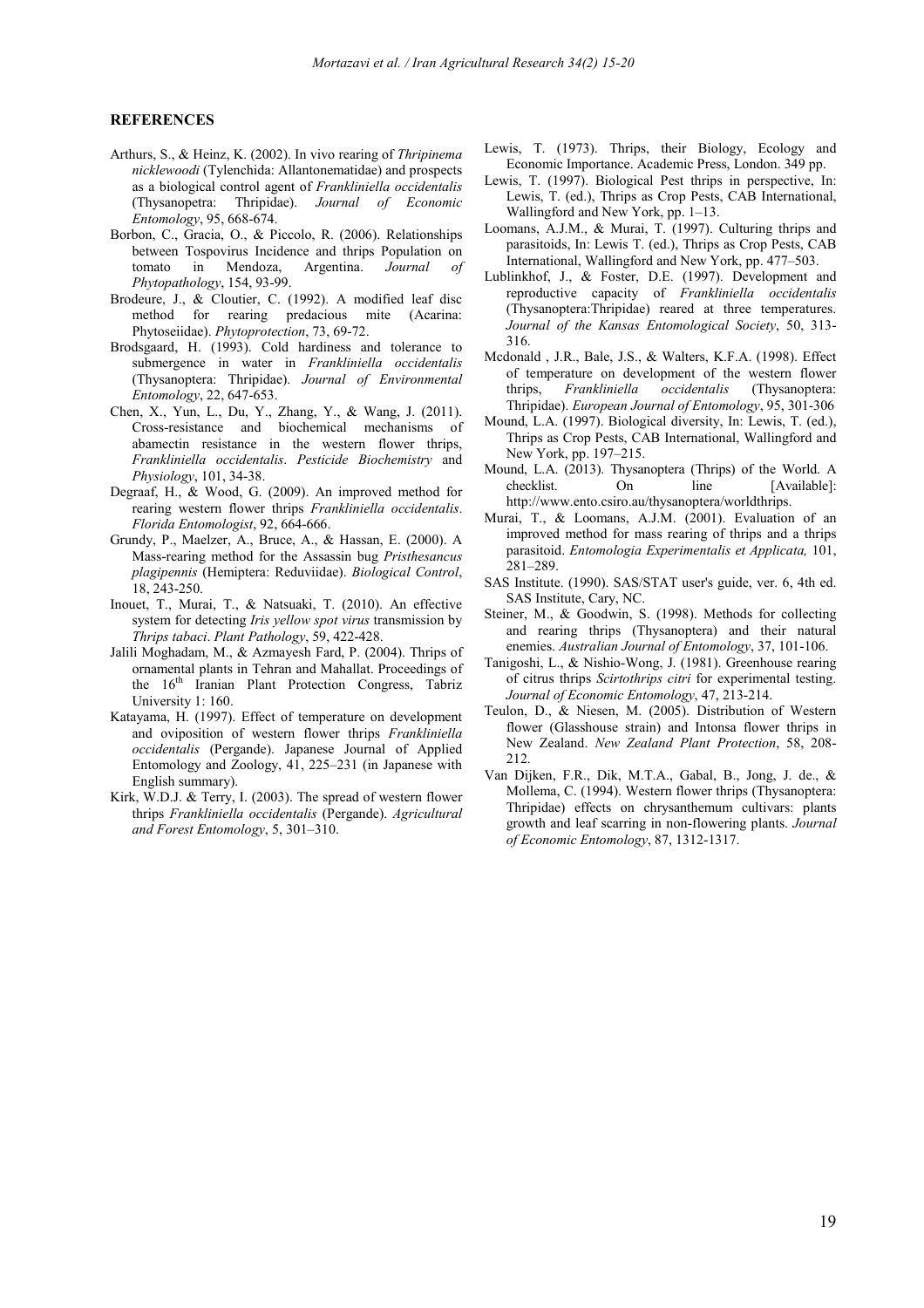## REFERENCES

Arthurs, S., & Heinz, K. (2002). In vivo rearing of *Thripinema nicklewoodi* (Tylenchida: Allantonematidae) and prospects as a biological control agent of *Frankliniella occidentalis* (Thysanopetra: Thripidae). *Journal of Economic Entomology*, 95, 668-674.

Borbon, C., Gracia, O., & Piccolo, R. (2006). Relationships between Tospovirus Incidence and thrips Population on tomato in Mendoza, Argentina. *Journal of Phytopathology*, 154, 93-99.

Brodeure, J., & Cloutier, C. (1992). A modified leaf disc method for rearing predacious mite (Acarina: Phytoseiidae). *Phytoprotection*, 73, 69-72.

Brodsgaard, H. (1993). Cold hardiness and tolerance to submergence in water in *Frankliniella occidentalis* (Thysanoptera: Thripidae). *Journal of Environmental Entomology*, 22, 647-653.

Chen, X., Yun, L., Du, Y., Zhang, Y., & Wang, J. (2011). Cross-resistance and biochemical mechanisms of abamectin resistance in the western flower thrips, *Frankliniella occidentalis*. *Pesticide Biochemistry* and *Physiology*, 101, 34-38.

Degraaf, H., & Wood, G. (2009). An improved method for rearing western flower thrips *Frankliniella occidentalis*. *Florida Entomologist*, 92, 664-666.

Grundy, P., Maelzer, A., Bruce, A., & Hassan, E. (2000). A Mass-rearing method for the Assassin bug *Pristhesancus plagipennis* (Hemiptera: Reduviidae). *Biological Control*, 18, 243-250.

Inouet, T., Murai, T., & Natsuaki, T. (2010). An effective system for detecting *Iris yellow spot virus* transmission by *Thrips tabaci*. *Plant Pathology*, 59, 422-428.

Jalili Moghadam, M., & Azmayesh Fard, P. (2004). Thrips of ornamental plants in Tehran and Mahallat. Proceedings of the 16th Iranian Plant Protection Congress, Tabriz University 1: 160.

Katayama, H. (1997). Effect of temperature on development and oviposition of western flower thrips *Frankliniella occidentalis* (Pergande). Japanese Journal of Applied Entomology and Zoology, 41, 225–231 (in Japanese with English summary).

Kirk, W.D.J. & Terry, I. (2003). The spread of western flower thrips *Frankliniella occidentalis* (Pergande). *Agricultural and Forest Entomology*, 5, 301–310.

Lewis, T. (1973). Thrips, their Biology, Ecology and Economic Importance. Academic Press, London. 349 pp.

Lewis, T. (1997). Biological Pest thrips in perspective, In: Lewis, T. (ed.), Thrips as Crop Pests, CAB International, Wallingford and New York, pp. 1–13.

Loomans, A.J.M., & Murai, T. (1997). Culturing thrips and parasitoids, In: Lewis T. (ed.), Thrips as Crop Pests, CAB International, Wallingford and New York, pp. 477–503.

Lublinkhof, J., & Foster, D.E. (1997). Development and reproductive capacity of *Frankliniella occidentalis* (Thysanoptera:Thripidae) reared at three temperatures. *Journal of the Kansas Entomological Society*, 50, 313-316.

Mcdonald , J.R., Bale, J.S., & Walters, K.F.A. (1998). Effect of temperature on development of the western flower thrips, *Frankliniella occidentalis* (Thysanoptera: Thripidae). *European Journal of Entomology*, 95, 301-306

Mound, L.A. (1997). Biological diversity, In: Lewis, T. (ed.), Thrips as Crop Pests, CAB International, Wallingford and New York, pp. 197–215.

Mound, L.A. (2013). Thysanoptera (Thrips) of the World. A checklist. On line [Available]: http://www.ento.csiro.au/thysanoptera/worldthrips.

Murai, T., & Loomans, A.J.M. (2001). Evaluation of an improved method for mass rearing of thrips and a thrips parasitoid. *Entomologia Experimentalis et Applicata,* 101, 281–289.

SAS Institute. (1990). SAS/STAT user's guide, ver. 6, 4th ed. SAS Institute, Cary, NC.

Steiner, M., & Goodwin, S. (1998). Methods for collecting and rearing thrips (Thysanoptera) and their natural enemies. *Australian Journal of Entomology*, 37, 101-106.

Tanigoshi, L., & Nishio-Wong, J. (1981). Greenhouse rearing of citrus thrips *Scirtothrips citri* for experimental testing. *Journal of Economic Entomology*, 47, 213-214.

Teulon, D., & Niesen, M. (2005). Distribution of Western flower (Glasshouse strain) and Intonsa flower thrips in New Zealand. *New Zealand Plant Protection*, 58, 208-212.

Van Dijken, F.R., Dik, M.T.A., Gabal, B., Jong, J. de., & Mollema, C. (1994). Western flower thrips (Thysanoptera: Thripidae) effects on chrysanthemum cultivars: plants growth and leaf scarring in non-flowering plants. *Journal of Economic Entomology*, 87, 1312-1317.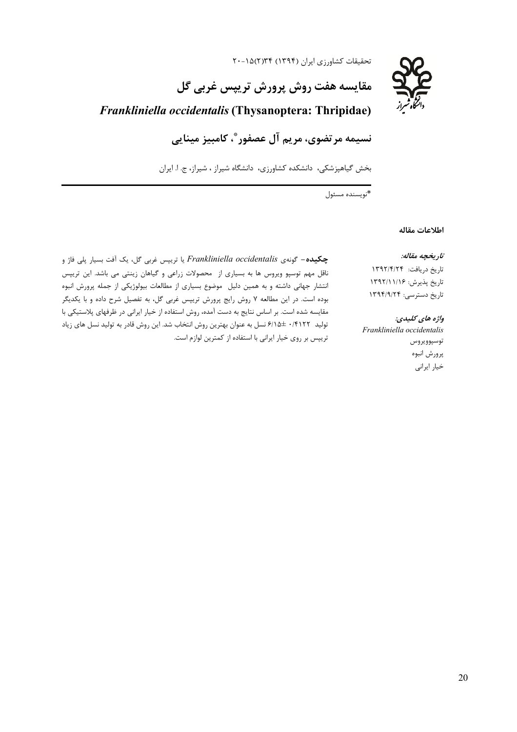# مقایسه هفت روش پرورش تریپس غربی گل

## *Frankliniella occidentalis* (Thysanoptera: Thripidae)

**نسیمه مرتضوی، مریم آل عصفور\*، کامبیز مینایی**

بخش گیاهپزشکی، دانشکده کشاورزی، دانشگاه شیراز، شیراز، ج. ا. ایران

\*نویسنده مسئول

### اطلاعات مقاله

***تاریخچه مقاله:***

تاریخ دریافت: ۱۳۹۲/۴/۲۴

تاریخ پذیرش: ۱۳۹۲/۱۱/۱۶

تاریخ دسترسی: ۱۳۹۴/۹/۲۴

***واژه های کلیدی:***

*Frankliniella occidentalis*

توسپوویروس

پرورش انبوه

خیار ایرانی

**چکیده**- گونه‌ی *Frankliniella occidentalis* یا تریپس غربی گل، یک آفت بسیار پلی فاژ و ناقل مهم توسپو ویروس ها به بسیاری از محصولات زراعی و گیاهان زینتی می باشد. این تریپس انتشار جهانی داشته و به همین دلیل موضوع بسیاری از مطالعات بیولوژیکی از جمله پرورش انبوه بوده است. در این مطالعه ۷ روش رایج پرورش تریپس غربی گل، به تفصیل شرح داده و با یکدیگر مقایسه شده است. بر اساس نتایج به دست آمده، روش استفاده از خیار ایرانی در ظرفهای پلاستیکی با تولید ۰/۴۱۲۲ ±۶/۱۵ نسل به عنوان بهترین روش انتخاب شد. این روش قادر به تولید نسل های زیاد تریپس بر روی خیار ایرانی با استفاده از کمترین لوازم است.